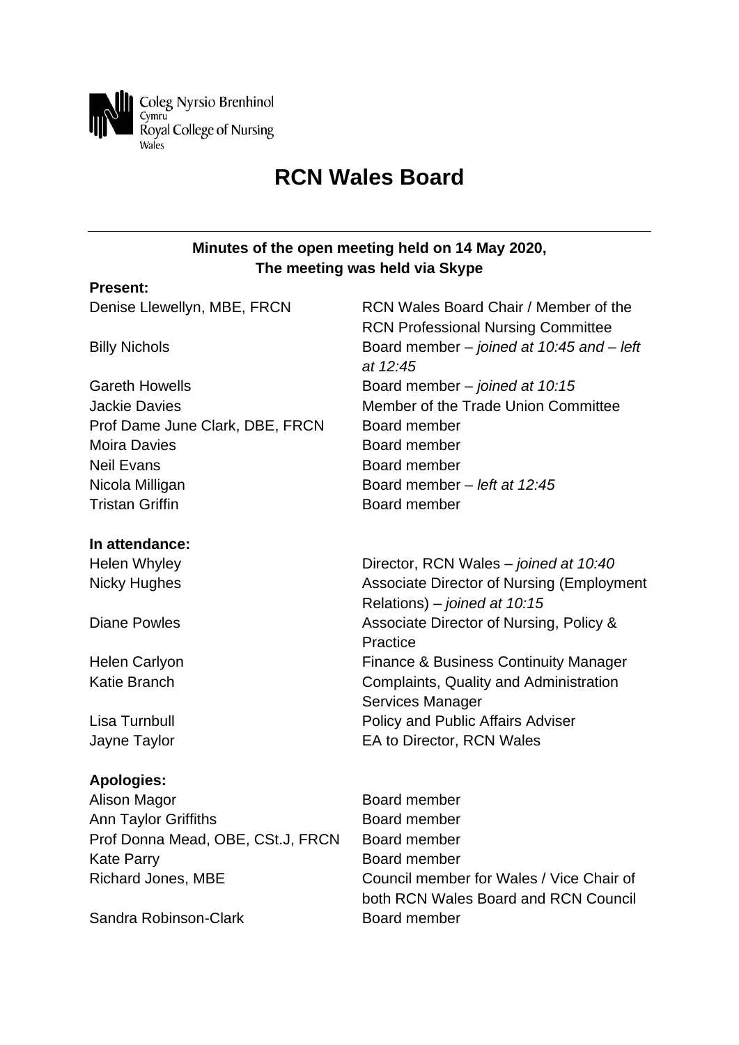Coleg Nyrsio Brenhinol
Cymru
Royal College of Nursing
Wales

# RCN Wales Board

**Minutes of the open meeting held on 14 May 2020,**
**The meeting was held via Skype**

**Present:**

| | |
|---|---|
| Denise Llewellyn, MBE, FRCN | RCN Wales Board Chair / Member of the RCN Professional Nursing Committee |
| Billy Nichols | Board member – *joined at 10:45 and – left at 12:45* |
| Gareth Howells | Board member – *joined at 10:15* |
| Jackie Davies | Member of the Trade Union Committee |
| Prof Dame June Clark, DBE, FRCN | Board member |
| Moira Davies | Board member |
| Neil Evans | Board member |
| Nicola Milligan | Board member – *left at 12:45* |
| Tristan Griffin | Board member |

**In attendance:**

| | |
|---|---|
| Helen Whyley | Director, RCN Wales – *joined at 10:40* |
| Nicky Hughes | Associate Director of Nursing (Employment Relations) – *joined at 10:15* |
| Diane Powles | Associate Director of Nursing, Policy & Practice |
| Helen Carlyon | Finance & Business Continuity Manager |
| Katie Branch | Complaints, Quality and Administration Services Manager |
| Lisa Turnbull | Policy and Public Affairs Adviser |
| Jayne Taylor | EA to Director, RCN Wales |

**Apologies:**

| | |
|---|---|
| Alison Magor | Board member |
| Ann Taylor Griffiths | Board member |
| Prof Donna Mead, OBE, CSt.J, FRCN | Board member |
| Kate Parry | Board member |
| Richard Jones, MBE | Council member for Wales / Vice Chair of both RCN Wales Board and RCN Council |
| Sandra Robinson-Clark | Board member |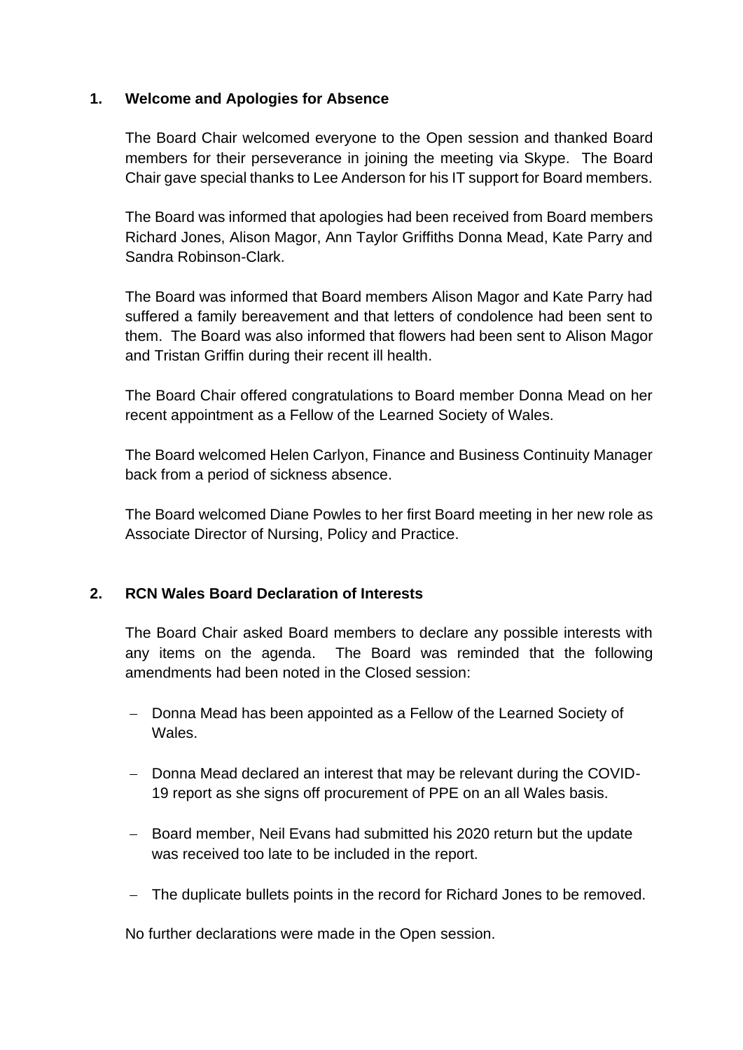## 1. Welcome and Apologies for Absence

The Board Chair welcomed everyone to the Open session and thanked Board members for their perseverance in joining the meeting via Skype. The Board Chair gave special thanks to Lee Anderson for his IT support for Board members.

The Board was informed that apologies had been received from Board members Richard Jones, Alison Magor, Ann Taylor Griffiths Donna Mead, Kate Parry and Sandra Robinson-Clark.

The Board was informed that Board members Alison Magor and Kate Parry had suffered a family bereavement and that letters of condolence had been sent to them. The Board was also informed that flowers had been sent to Alison Magor and Tristan Griffin during their recent ill health.

The Board Chair offered congratulations to Board member Donna Mead on her recent appointment as a Fellow of the Learned Society of Wales.

The Board welcomed Helen Carlyon, Finance and Business Continuity Manager back from a period of sickness absence.

The Board welcomed Diane Powles to her first Board meeting in her new role as Associate Director of Nursing, Policy and Practice.

## 2. RCN Wales Board Declaration of Interests

The Board Chair asked Board members to declare any possible interests with any items on the agenda. The Board was reminded that the following amendments had been noted in the Closed session:

- Donna Mead has been appointed as a Fellow of the Learned Society of Wales.
- Donna Mead declared an interest that may be relevant during the COVID-19 report as she signs off procurement of PPE on an all Wales basis.
- Board member, Neil Evans had submitted his 2020 return but the update was received too late to be included in the report.
- The duplicate bullets points in the record for Richard Jones to be removed.

No further declarations were made in the Open session.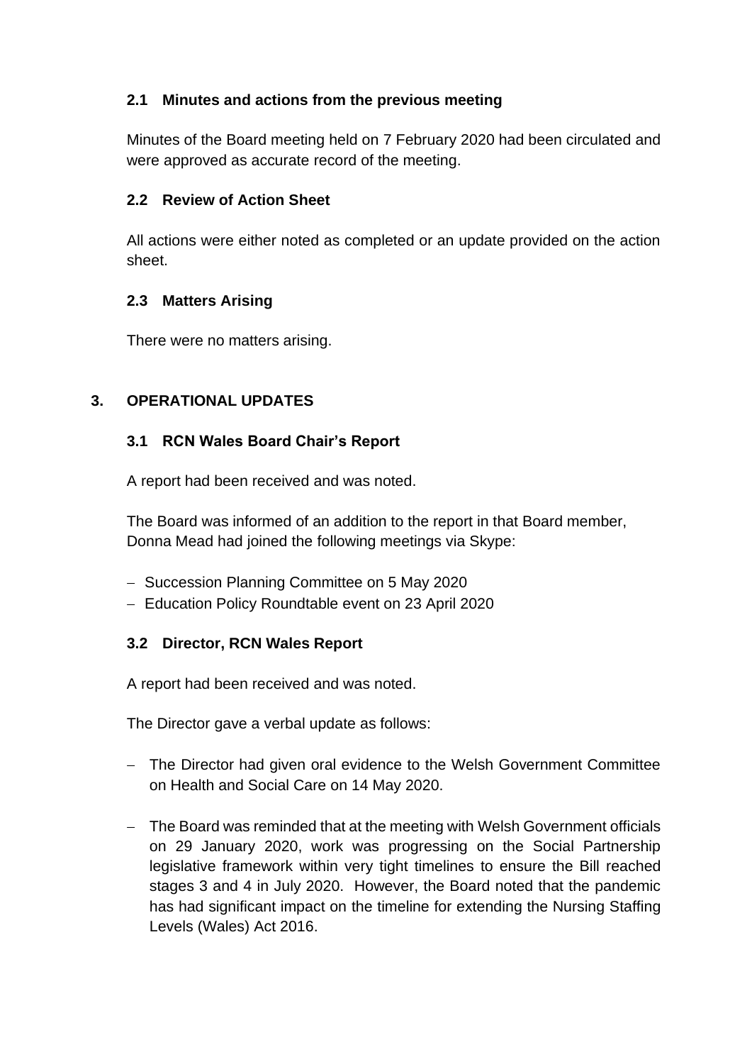### 2.1 Minutes and actions from the previous meeting

Minutes of the Board meeting held on 7 February 2020 had been circulated and were approved as accurate record of the meeting.

### 2.2 Review of Action Sheet

All actions were either noted as completed or an update provided on the action sheet.

### 2.3 Matters Arising

There were no matters arising.

## 3. OPERATIONAL UPDATES

### 3.1 RCN Wales Board Chair's Report

A report had been received and was noted.

The Board was informed of an addition to the report in that Board member, Donna Mead had joined the following meetings via Skype:

- Succession Planning Committee on 5 May 2020
- Education Policy Roundtable event on 23 April 2020

### 3.2 Director, RCN Wales Report

A report had been received and was noted.

The Director gave a verbal update as follows:

- The Director had given oral evidence to the Welsh Government Committee on Health and Social Care on 14 May 2020.

- The Board was reminded that at the meeting with Welsh Government officials on 29 January 2020, work was progressing on the Social Partnership legislative framework within very tight timelines to ensure the Bill reached stages 3 and 4 in July 2020. However, the Board noted that the pandemic has had significant impact on the timeline for extending the Nursing Staffing Levels (Wales) Act 2016.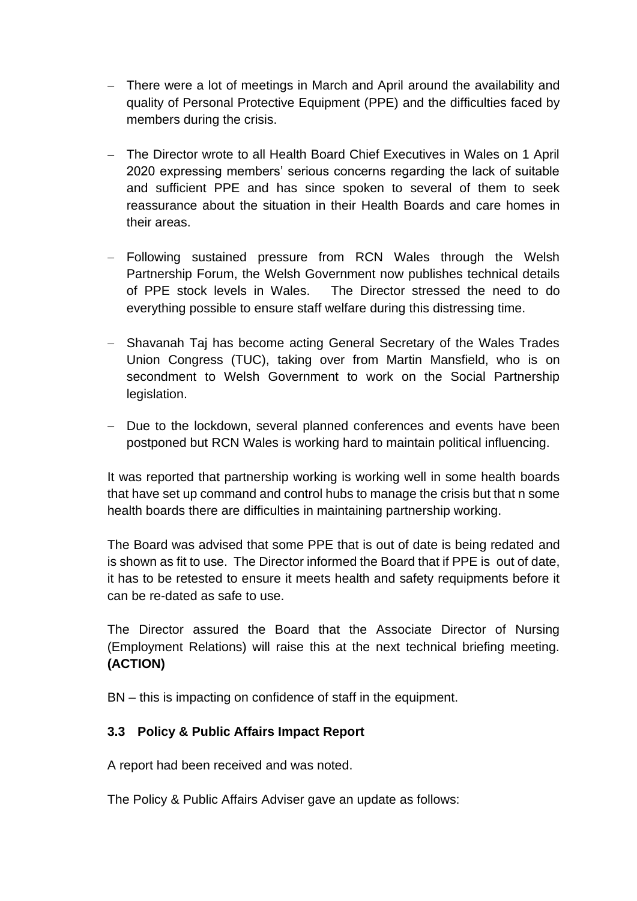- There were a lot of meetings in March and April around the availability and quality of Personal Protective Equipment (PPE) and the difficulties faced by members during the crisis.

- The Director wrote to all Health Board Chief Executives in Wales on 1 April 2020 expressing members' serious concerns regarding the lack of suitable and sufficient PPE and has since spoken to several of them to seek reassurance about the situation in their Health Boards and care homes in their areas.

- Following sustained pressure from RCN Wales through the Welsh Partnership Forum, the Welsh Government now publishes technical details of PPE stock levels in Wales. The Director stressed the need to do everything possible to ensure staff welfare during this distressing time.

- Shavanah Taj has become acting General Secretary of the Wales Trades Union Congress (TUC), taking over from Martin Mansfield, who is on secondment to Welsh Government to work on the Social Partnership legislation.

- Due to the lockdown, several planned conferences and events have been postponed but RCN Wales is working hard to maintain political influencing.

It was reported that partnership working is working well in some health boards that have set up command and control hubs to manage the crisis but that n some health boards there are difficulties in maintaining partnership working.

The Board was advised that some PPE that is out of date is being redated and is shown as fit to use. The Director informed the Board that if PPE is out of date, it has to be retested to ensure it meets health and safety requipments before it can be re-dated as safe to use.

The Director assured the Board that the Associate Director of Nursing (Employment Relations) will raise this at the next technical briefing meeting. **(ACTION)**

BN – this is impacting on confidence of staff in the equipment.

### 3.3 Policy & Public Affairs Impact Report

A report had been received and was noted.

The Policy & Public Affairs Adviser gave an update as follows: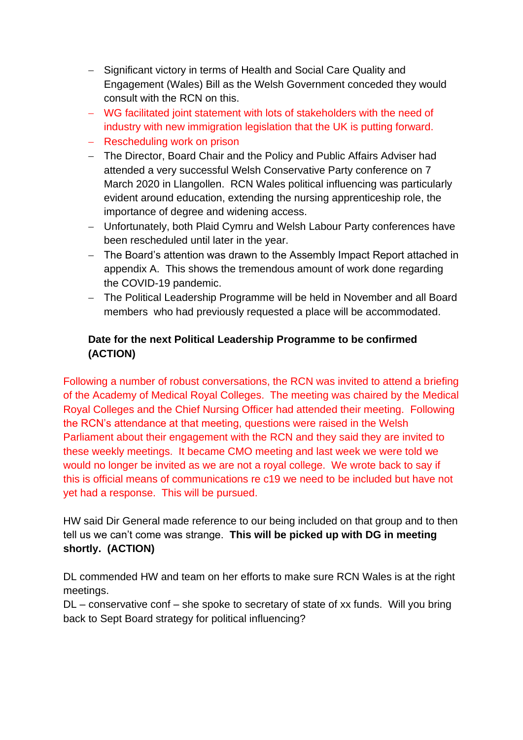- Significant victory in terms of Health and Social Care Quality and Engagement (Wales) Bill as the Welsh Government conceded they would consult with the RCN on this.
- WG facilitated joint statement with lots of stakeholders with the need of industry with new immigration legislation that the UK is putting forward.
- Rescheduling work on prison
- The Director, Board Chair and the Policy and Public Affairs Adviser had attended a very successful Welsh Conservative Party conference on 7 March 2020 in Llangollen. RCN Wales political influencing was particularly evident around education, extending the nursing apprenticeship role, the importance of degree and widening access.
- Unfortunately, both Plaid Cymru and Welsh Labour Party conferences have been rescheduled until later in the year.
- The Board's attention was drawn to the Assembly Impact Report attached in appendix A. This shows the tremendous amount of work done regarding the COVID-19 pandemic.
- The Political Leadership Programme will be held in November and all Board members who had previously requested a place will be accommodated.

**Date for the next Political Leadership Programme to be confirmed (ACTION)**

Following a number of robust conversations, the RCN was invited to attend a briefing of the Academy of Medical Royal Colleges. The meeting was chaired by the Medical Royal Colleges and the Chief Nursing Officer had attended their meeting. Following the RCN's attendance at that meeting, questions were raised in the Welsh Parliament about their engagement with the RCN and they said they are invited to these weekly meetings. It became CMO meeting and last week we were told we would no longer be invited as we are not a royal college. We wrote back to say if this is official means of communications re c19 we need to be included but have not yet had a response. This will be pursued.

HW said Dir General made reference to our being included on that group and to then tell us we can't come was strange. **This will be picked up with DG in meeting shortly. (ACTION)**

DL commended HW and team on her efforts to make sure RCN Wales is at the right meetings.
DL – conservative conf – she spoke to secretary of state of xx funds. Will you bring back to Sept Board strategy for political influencing?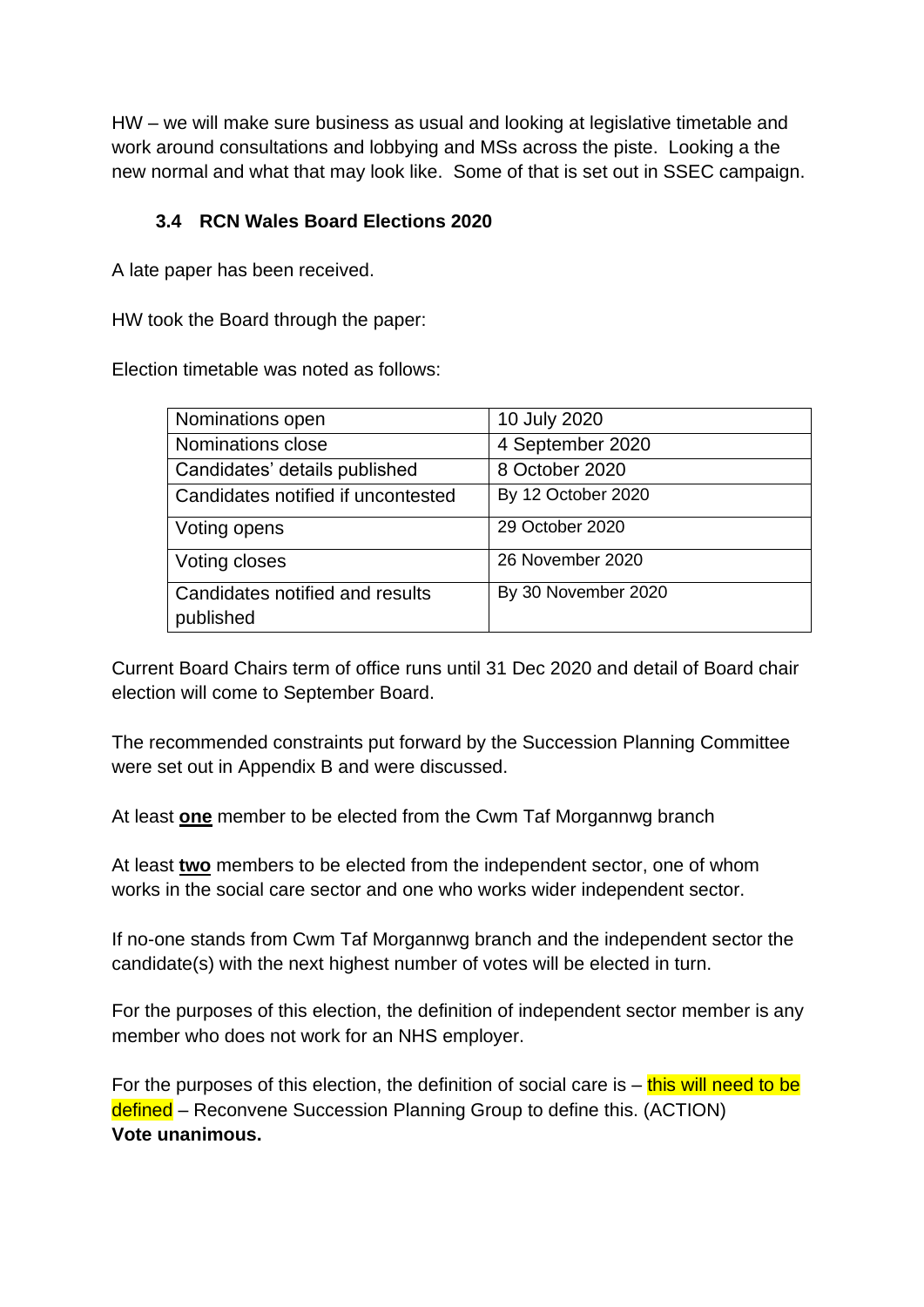HW – we will make sure business as usual and looking at legislative timetable and work around consultations and lobbying and MSs across the piste. Looking a the new normal and what that may look like. Some of that is set out in SSEC campaign.

### 3.4 RCN Wales Board Elections 2020

A late paper has been received.

HW took the Board through the paper:

Election timetable was noted as follows:

| | |
|---|---|
| Nominations open | 10 July 2020 |
| Nominations close | 4 September 2020 |
| Candidates' details published | 8 October 2020 |
| Candidates notified if uncontested | By 12 October 2020 |
| Voting opens | 29 October 2020 |
| Voting closes | 26 November 2020 |
| Candidates notified and results published | By 30 November 2020 |

Current Board Chairs term of office runs until 31 Dec 2020 and detail of Board chair election will come to September Board.

The recommended constraints put forward by the Succession Planning Committee were set out in Appendix B and were discussed.

At least **one** member to be elected from the Cwm Taf Morgannwg branch

At least **two** members to be elected from the independent sector, one of whom works in the social care sector and one who works wider independent sector.

If no-one stands from Cwm Taf Morgannwg branch and the independent sector the candidate(s) with the next highest number of votes will be elected in turn.

For the purposes of this election, the definition of independent sector member is any member who does not work for an NHS employer.

For the purposes of this election, the definition of social care is – this will need to be defined – Reconvene Succession Planning Group to define this. (ACTION)
**Vote unanimous.**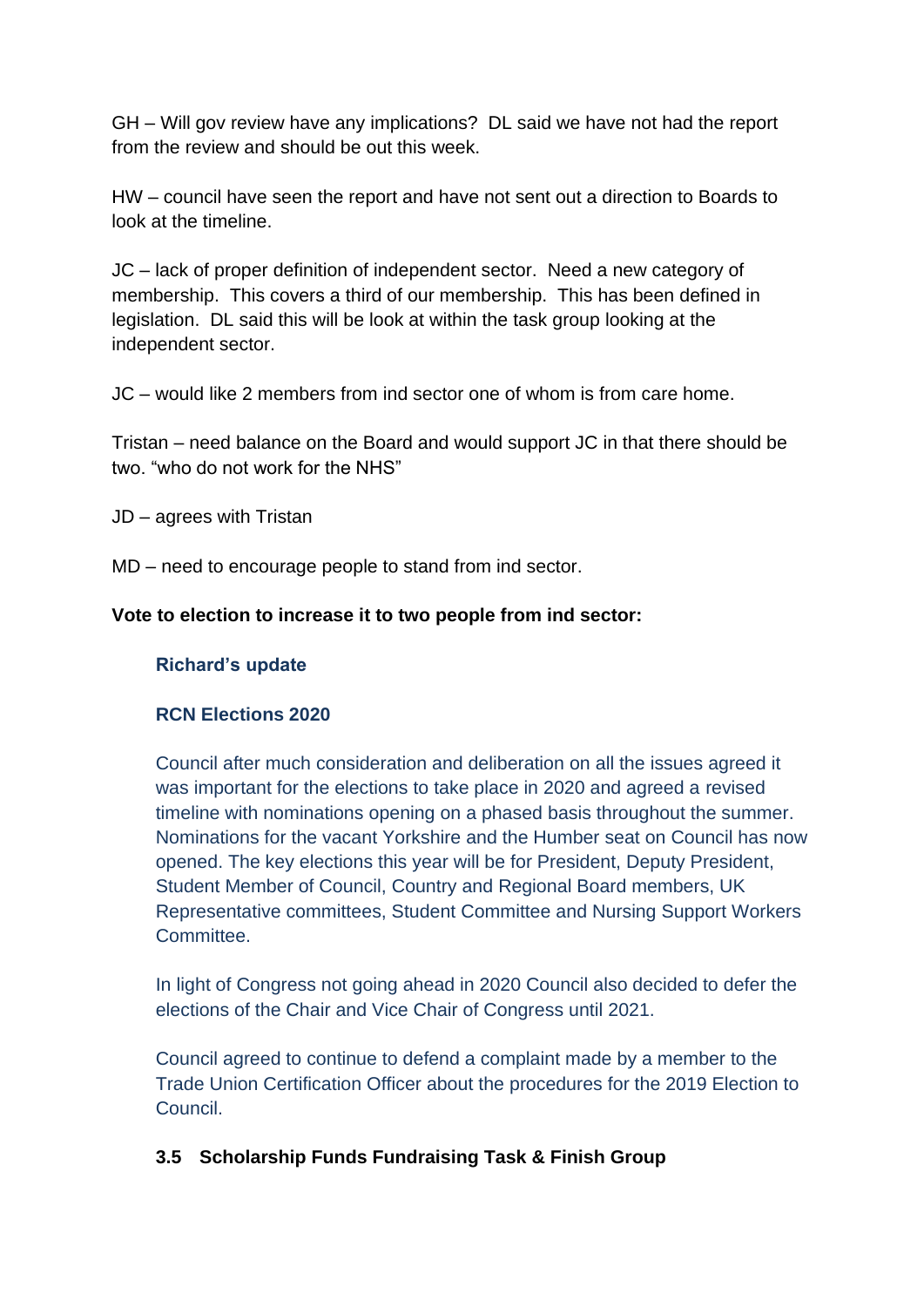GH – Will gov review have any implications? DL said we have not had the report from the review and should be out this week.

HW – council have seen the report and have not sent out a direction to Boards to look at the timeline.

JC – lack of proper definition of independent sector. Need a new category of membership. This covers a third of our membership. This has been defined in legislation. DL said this will be look at within the task group looking at the independent sector.

JC – would like 2 members from ind sector one of whom is from care home.

Tristan – need balance on the Board and would support JC in that there should be two. "who do not work for the NHS"

JD – agrees with Tristan

MD – need to encourage people to stand from ind sector.

**Vote to election to increase it to two people from ind sector:**

**Richard's update**

**RCN Elections 2020**

Council after much consideration and deliberation on all the issues agreed it was important for the elections to take place in 2020 and agreed a revised timeline with nominations opening on a phased basis throughout the summer. Nominations for the vacant Yorkshire and the Humber seat on Council has now opened. The key elections this year will be for President, Deputy President, Student Member of Council, Country and Regional Board members, UK Representative committees, Student Committee and Nursing Support Workers Committee.

In light of Congress not going ahead in 2020 Council also decided to defer the elections of the Chair and Vice Chair of Congress until 2021.

Council agreed to continue to defend a complaint made by a member to the Trade Union Certification Officer about the procedures for the 2019 Election to Council.

**3.5 Scholarship Funds Fundraising Task & Finish Group**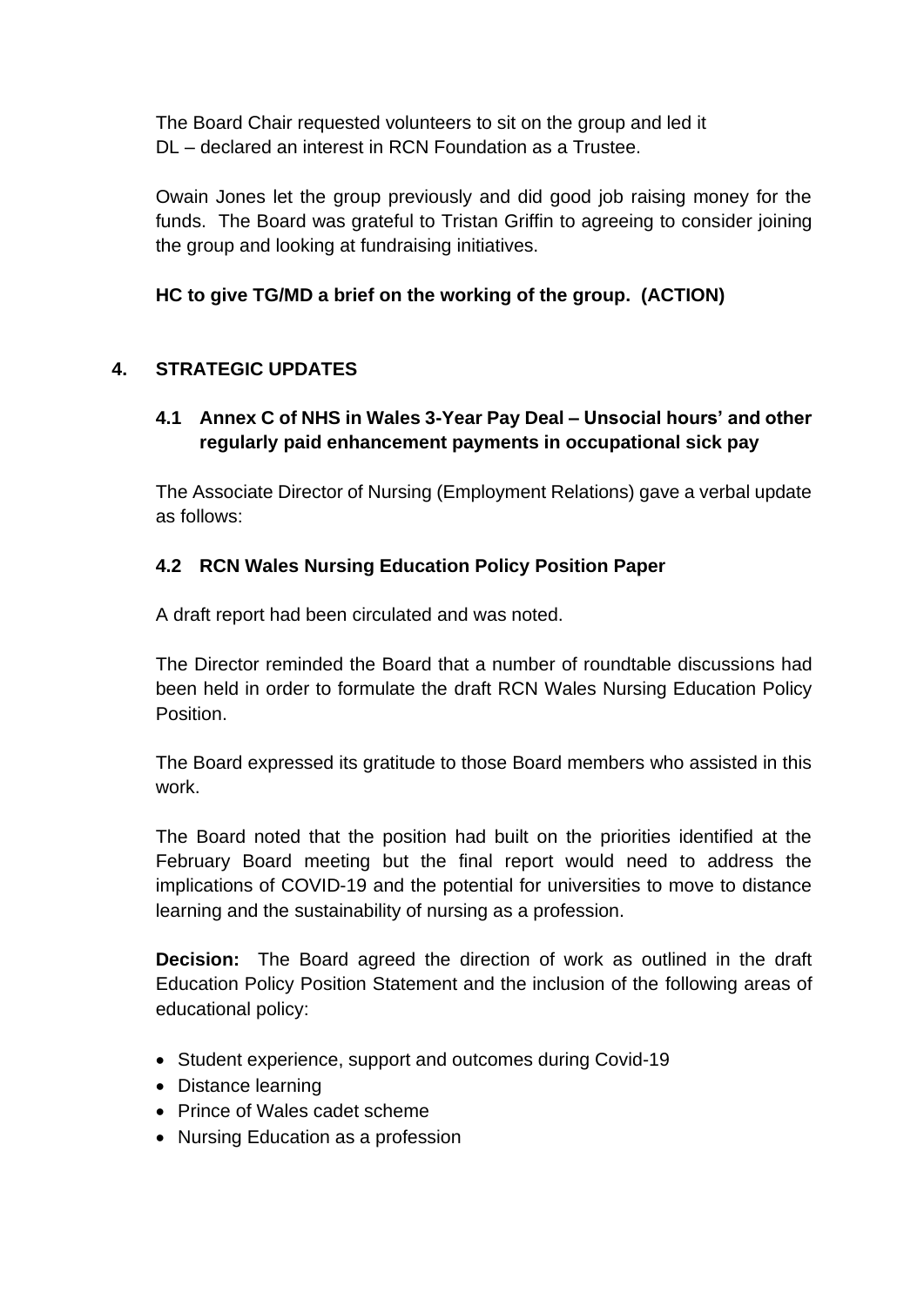The Board Chair requested volunteers to sit on the group and led it
DL – declared an interest in RCN Foundation as a Trustee.

Owain Jones let the group previously and did good job raising money for the funds. The Board was grateful to Tristan Griffin to agreeing to consider joining the group and looking at fundraising initiatives.

**HC to give TG/MD a brief on the working of the group. (ACTION)**

## 4. STRATEGIC UPDATES

### 4.1 Annex C of NHS in Wales 3-Year Pay Deal – Unsocial hours' and other regularly paid enhancement payments in occupational sick pay

The Associate Director of Nursing (Employment Relations) gave a verbal update as follows:

### 4.2 RCN Wales Nursing Education Policy Position Paper

A draft report had been circulated and was noted.

The Director reminded the Board that a number of roundtable discussions had been held in order to formulate the draft RCN Wales Nursing Education Policy Position.

The Board expressed its gratitude to those Board members who assisted in this work.

The Board noted that the position had built on the priorities identified at the February Board meeting but the final report would need to address the implications of COVID-19 and the potential for universities to move to distance learning and the sustainability of nursing as a profession.

**Decision:** The Board agreed the direction of work as outlined in the draft Education Policy Position Statement and the inclusion of the following areas of educational policy:

- Student experience, support and outcomes during Covid-19
- Distance learning
- Prince of Wales cadet scheme
- Nursing Education as a profession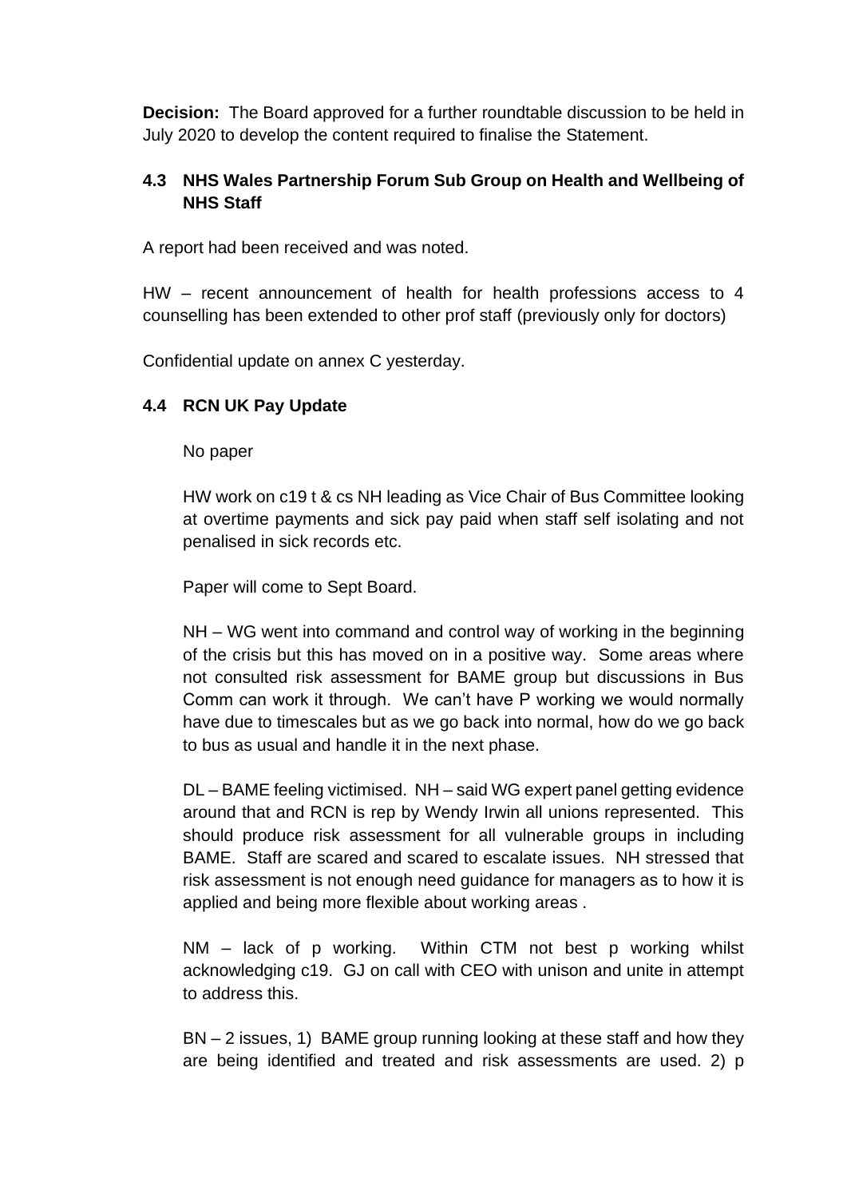**Decision:** The Board approved for a further roundtable discussion to be held in July 2020 to develop the content required to finalise the Statement.

### 4.3 NHS Wales Partnership Forum Sub Group on Health and Wellbeing of NHS Staff

A report had been received and was noted.

HW – recent announcement of health for health professions access to 4 counselling has been extended to other prof staff (previously only for doctors)

Confidential update on annex C yesterday.

### 4.4 RCN UK Pay Update

No paper

HW work on c19 t & cs NH leading as Vice Chair of Bus Committee looking at overtime payments and sick pay paid when staff self isolating and not penalised in sick records etc.

Paper will come to Sept Board.

NH – WG went into command and control way of working in the beginning of the crisis but this has moved on in a positive way. Some areas where not consulted risk assessment for BAME group but discussions in Bus Comm can work it through. We can't have P working we would normally have due to timescales but as we go back into normal, how do we go back to bus as usual and handle it in the next phase.

DL – BAME feeling victimised. NH – said WG expert panel getting evidence around that and RCN is rep by Wendy Irwin all unions represented. This should produce risk assessment for all vulnerable groups in including BAME. Staff are scared and scared to escalate issues. NH stressed that risk assessment is not enough need guidance for managers as to how it is applied and being more flexible about working areas .

NM – lack of p working. Within CTM not best p working whilst acknowledging c19. GJ on call with CEO with unison and unite in attempt to address this.

BN – 2 issues, 1) BAME group running looking at these staff and how they are being identified and treated and risk assessments are used. 2) p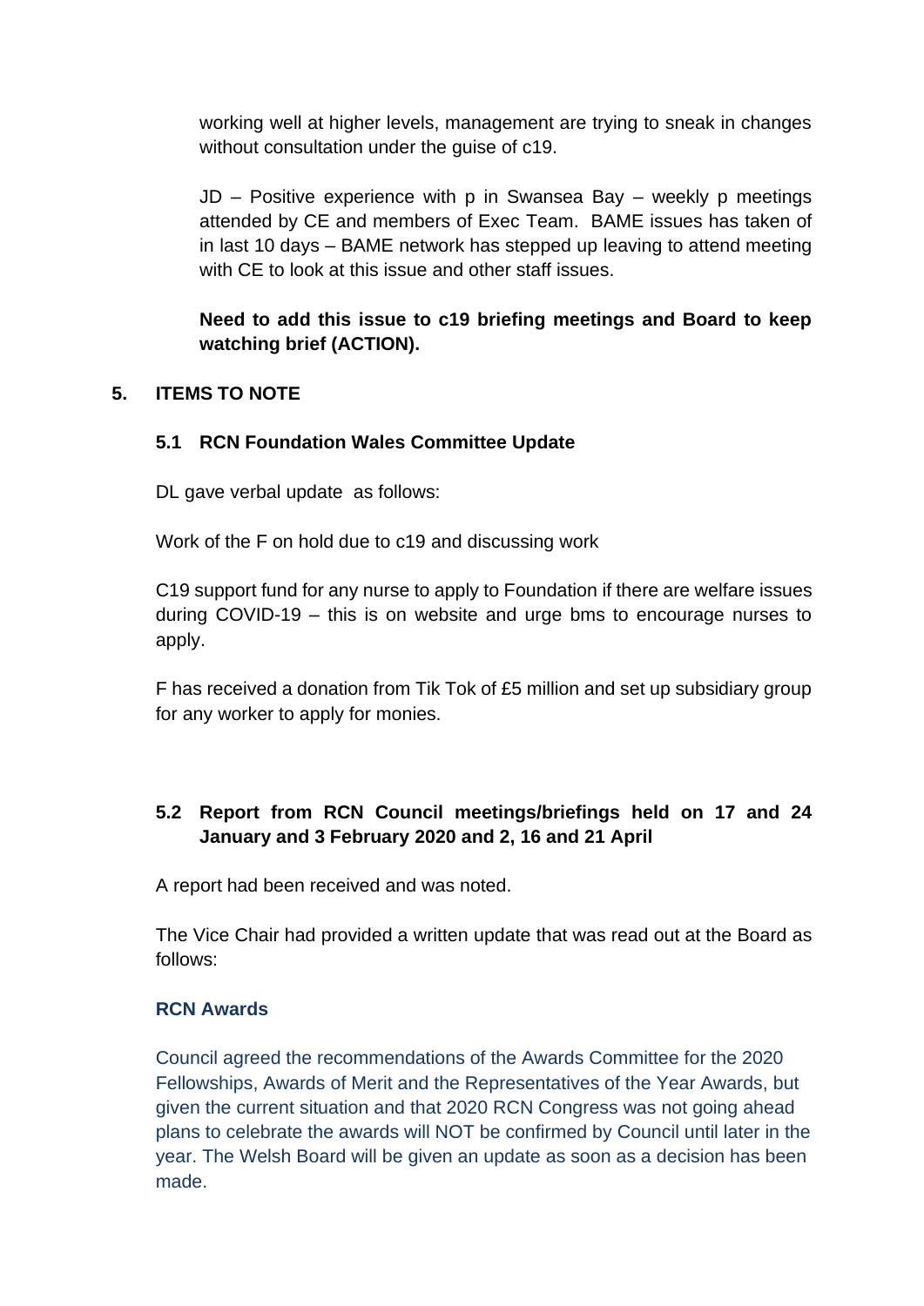working well at higher levels, management are trying to sneak in changes without consultation under the guise of c19.

JD – Positive experience with p in Swansea Bay – weekly p meetings attended by CE and members of Exec Team. BAME issues has taken of in last 10 days – BAME network has stepped up leaving to attend meeting with CE to look at this issue and other staff issues.

**Need to add this issue to c19 briefing meetings and Board to keep watching brief (ACTION).**

## 5. ITEMS TO NOTE

### 5.1 RCN Foundation Wales Committee Update

DL gave verbal update as follows:

Work of the F on hold due to c19 and discussing work

C19 support fund for any nurse to apply to Foundation if there are welfare issues during COVID-19 – this is on website and urge bms to encourage nurses to apply.

F has received a donation from Tik Tok of £5 million and set up subsidiary group for any worker to apply for monies.

### 5.2 Report from RCN Council meetings/briefings held on 17 and 24 January and 3 February 2020 and 2, 16 and 21 April

A report had been received and was noted.

The Vice Chair had provided a written update that was read out at the Board as follows:

**RCN Awards**

Council agreed the recommendations of the Awards Committee for the 2020 Fellowships, Awards of Merit and the Representatives of the Year Awards, but given the current situation and that 2020 RCN Congress was not going ahead plans to celebrate the awards will NOT be confirmed by Council until later in the year. The Welsh Board will be given an update as soon as a decision has been made.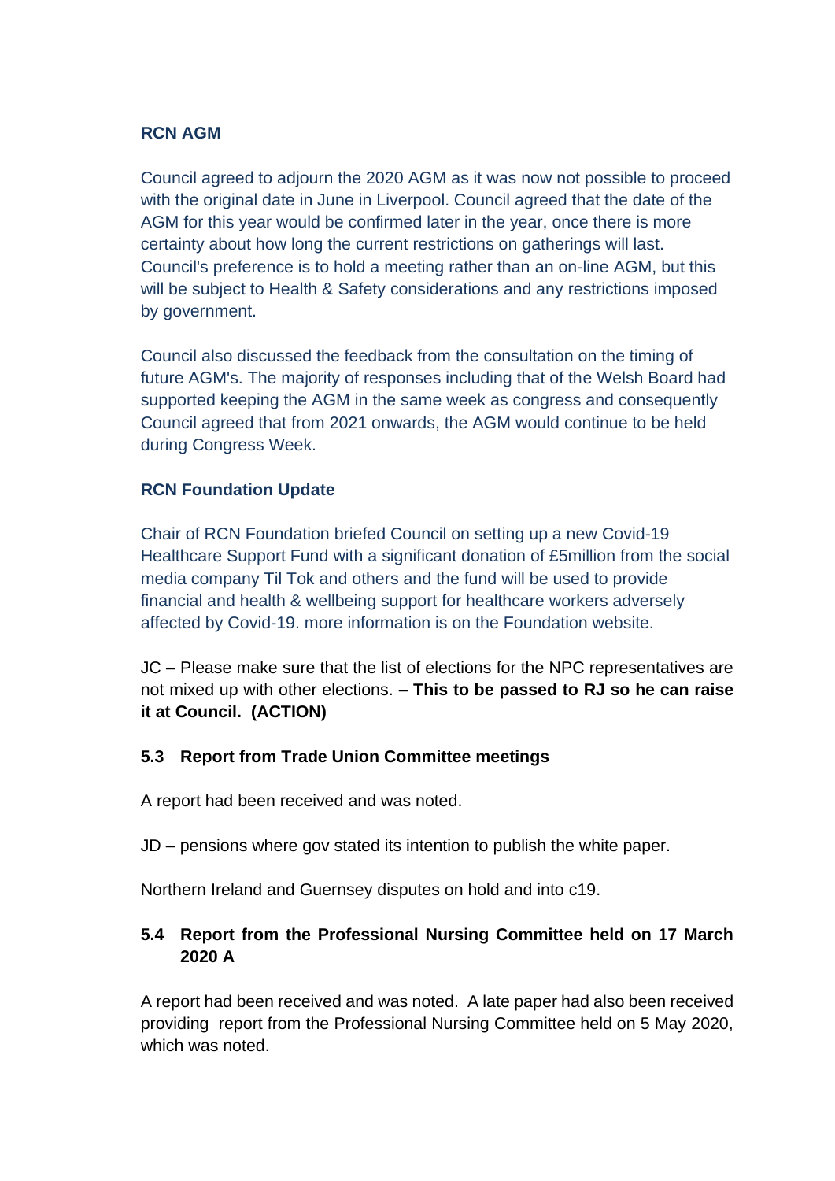**RCN AGM**

Council agreed to adjourn the 2020 AGM as it was now not possible to proceed with the original date in June in Liverpool. Council agreed that the date of the AGM for this year would be confirmed later in the year, once there is more certainty about how long the current restrictions on gatherings will last. Council's preference is to hold a meeting rather than an on-line AGM, but this will be subject to Health & Safety considerations and any restrictions imposed by government.

Council also discussed the feedback from the consultation on the timing of future AGM's. The majority of responses including that of the Welsh Board had supported keeping the AGM in the same week as congress and consequently Council agreed that from 2021 onwards, the AGM would continue to be held during Congress Week.

**RCN Foundation Update**

Chair of RCN Foundation briefed Council on setting up a new Covid-19 Healthcare Support Fund with a significant donation of £5million from the social media company Til Tok and others and the fund will be used to provide financial and health & wellbeing support for healthcare workers adversely affected by Covid-19. more information is on the Foundation website.

JC – Please make sure that the list of elections for the NPC representatives are not mixed up with other elections. – **This to be passed to RJ so he can raise it at Council. (ACTION)**

### 5.3 Report from Trade Union Committee meetings

A report had been received and was noted.

JD – pensions where gov stated its intention to publish the white paper.

Northern Ireland and Guernsey disputes on hold and into c19.

### 5.4 Report from the Professional Nursing Committee held on 17 March 2020 A

A report had been received and was noted. A late paper had also been received providing report from the Professional Nursing Committee held on 5 May 2020, which was noted.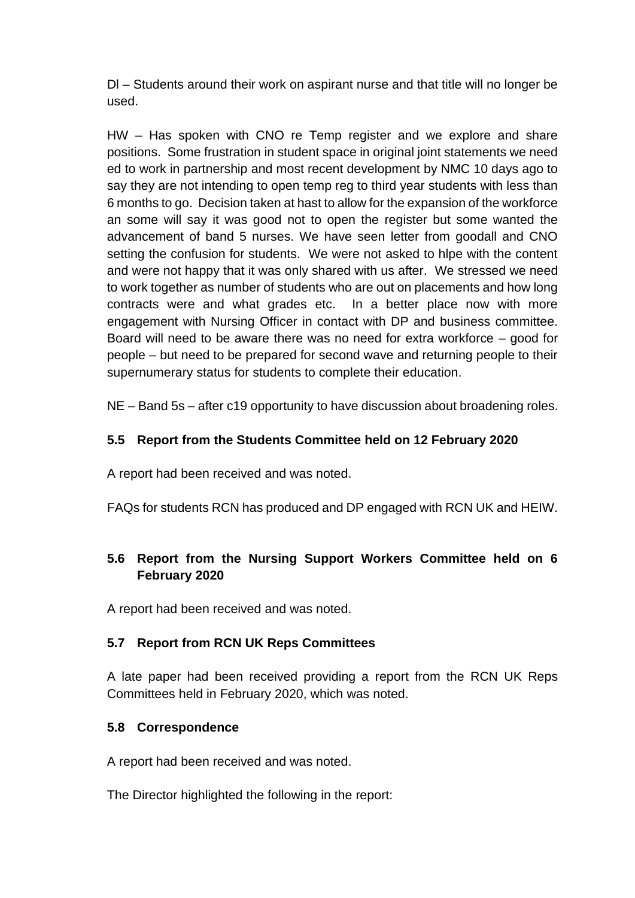Dl – Students around their work on aspirant nurse and that title will no longer be used.

HW – Has spoken with CNO re Temp register and we explore and share positions. Some frustration in student space in original joint statements we need ed to work in partnership and most recent development by NMC 10 days ago to say they are not intending to open temp reg to third year students with less than 6 months to go. Decision taken at hast to allow for the expansion of the workforce an some will say it was good not to open the register but some wanted the advancement of band 5 nurses. We have seen letter from goodall and CNO setting the confusion for students. We were not asked to hlpe with the content and were not happy that it was only shared with us after. We stressed we need to work together as number of students who are out on placements and how long contracts were and what grades etc. In a better place now with more engagement with Nursing Officer in contact with DP and business committee. Board will need to be aware there was no need for extra workforce – good for people – but need to be prepared for second wave and returning people to their supernumerary status for students to complete their education.

NE – Band 5s – after c19 opportunity to have discussion about broadening roles.

### 5.5 Report from the Students Committee held on 12 February 2020

A report had been received and was noted.

FAQs for students RCN has produced and DP engaged with RCN UK and HEIW.

### 5.6 Report from the Nursing Support Workers Committee held on 6 February 2020

A report had been received and was noted.

### 5.7 Report from RCN UK Reps Committees

A late paper had been received providing a report from the RCN UK Reps Committees held in February 2020, which was noted.

### 5.8 Correspondence

A report had been received and was noted.

The Director highlighted the following in the report: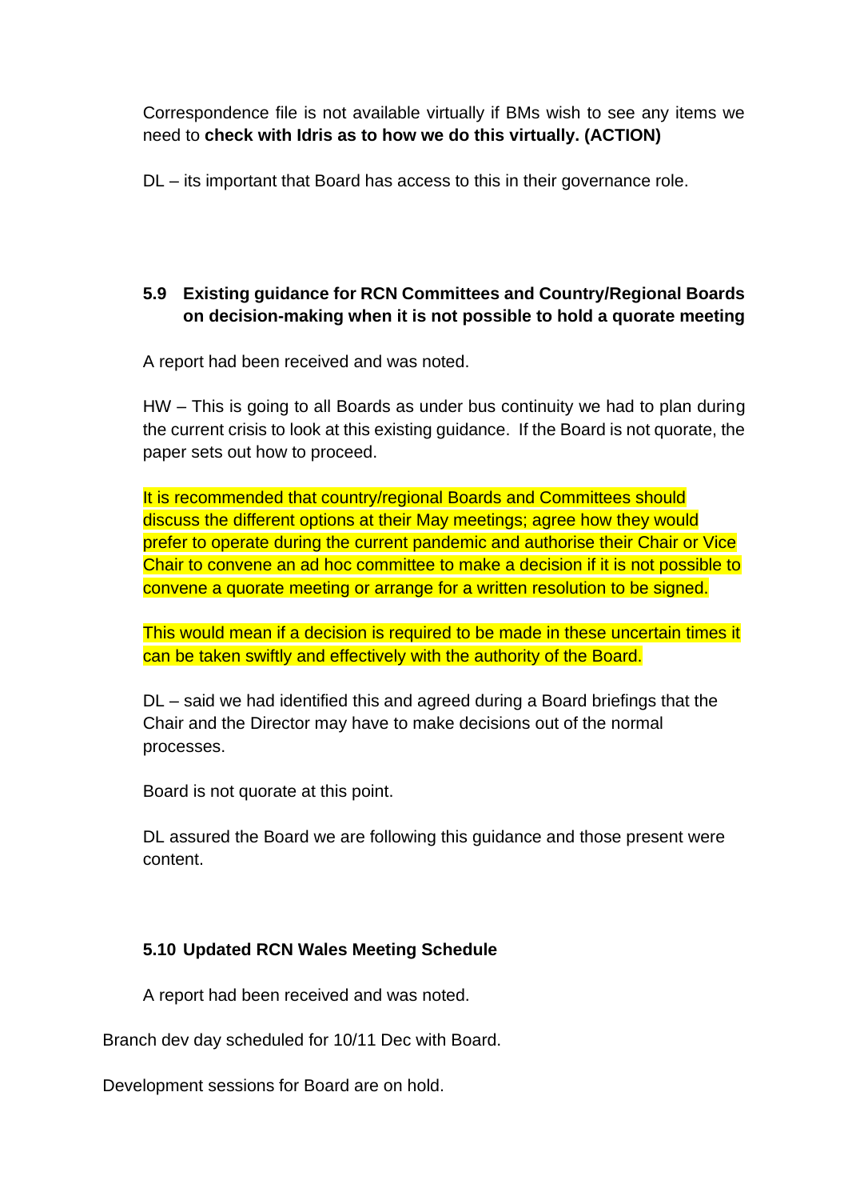Correspondence file is not available virtually if BMs wish to see any items we need to **check with Idris as to how we do this virtually. (ACTION)**

DL – its important that Board has access to this in their governance role.

### 5.9 Existing guidance for RCN Committees and Country/Regional Boards on decision-making when it is not possible to hold a quorate meeting

A report had been received and was noted.

HW – This is going to all Boards as under bus continuity we had to plan during the current crisis to look at this existing guidance. If the Board is not quorate, the paper sets out how to proceed.

It is recommended that country/regional Boards and Committees should discuss the different options at their May meetings; agree how they would prefer to operate during the current pandemic and authorise their Chair or Vice Chair to convene an ad hoc committee to make a decision if it is not possible to convene a quorate meeting or arrange for a written resolution to be signed.

This would mean if a decision is required to be made in these uncertain times it can be taken swiftly and effectively with the authority of the Board.

DL – said we had identified this and agreed during a Board briefings that the Chair and the Director may have to make decisions out of the normal processes.

Board is not quorate at this point.

DL assured the Board we are following this guidance and those present were content.

### 5.10 Updated RCN Wales Meeting Schedule

A report had been received and was noted.

Branch dev day scheduled for 10/11 Dec with Board.

Development sessions for Board are on hold.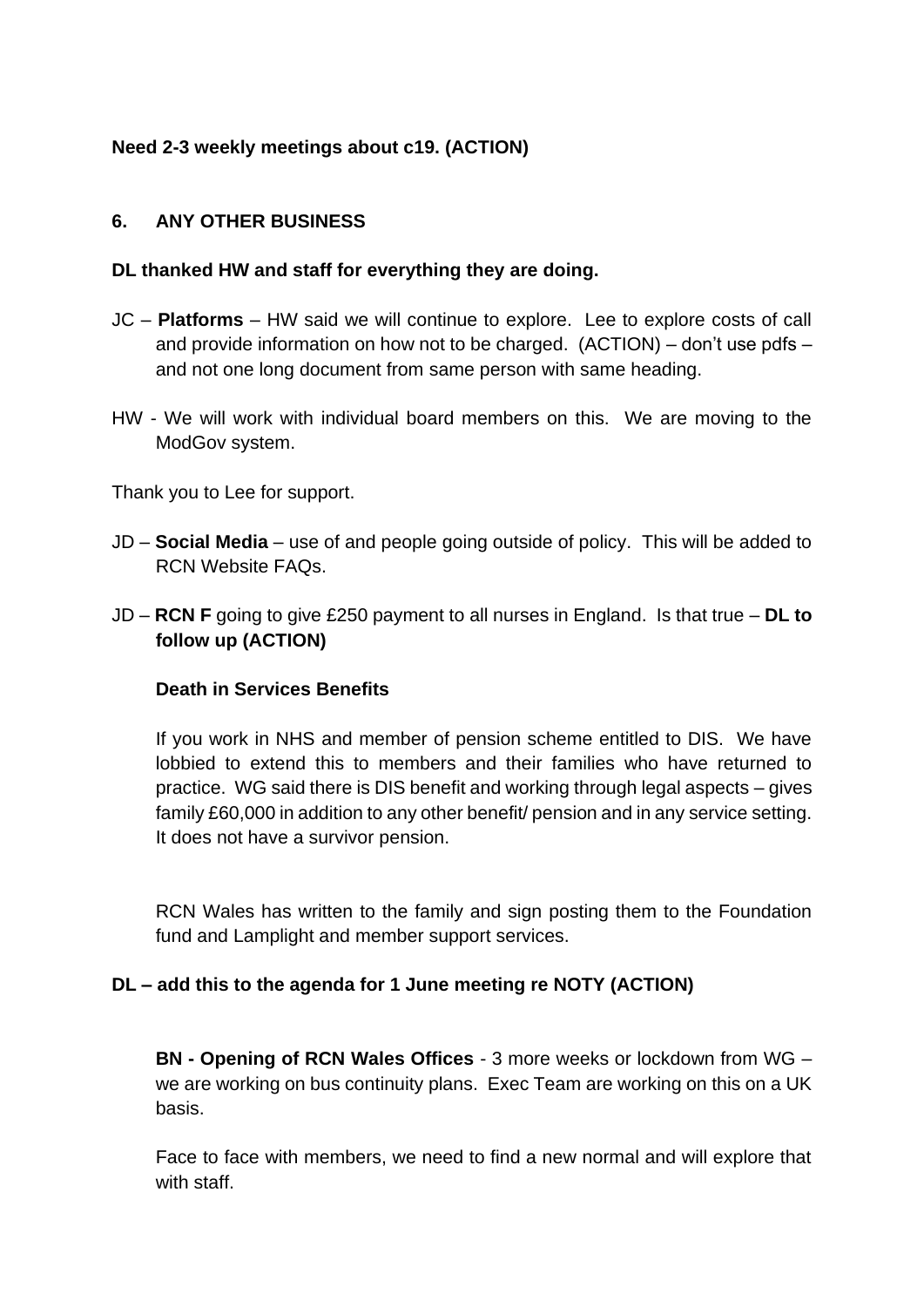**Need 2-3 weekly meetings about c19. (ACTION)**

## 6. ANY OTHER BUSINESS

**DL thanked HW and staff for everything they are doing.**

JC – **Platforms** – HW said we will continue to explore. Lee to explore costs of call and provide information on how not to be charged. (ACTION) – don't use pdfs – and not one long document from same person with same heading.

HW - We will work with individual board members on this. We are moving to the ModGov system.

Thank you to Lee for support.

JD – **Social Media** – use of and people going outside of policy. This will be added to RCN Website FAQs.

JD – **RCN F** going to give £250 payment to all nurses in England. Is that true – **DL to follow up (ACTION)**

**Death in Services Benefits**

If you work in NHS and member of pension scheme entitled to DIS. We have lobbied to extend this to members and their families who have returned to practice. WG said there is DIS benefit and working through legal aspects – gives family £60,000 in addition to any other benefit/ pension and in any service setting. It does not have a survivor pension.

RCN Wales has written to the family and sign posting them to the Foundation fund and Lamplight and member support services.

**DL – add this to the agenda for 1 June meeting re NOTY (ACTION)**

**BN - Opening of RCN Wales Offices** - 3 more weeks or lockdown from WG – we are working on bus continuity plans. Exec Team are working on this on a UK basis.

Face to face with members, we need to find a new normal and will explore that with staff.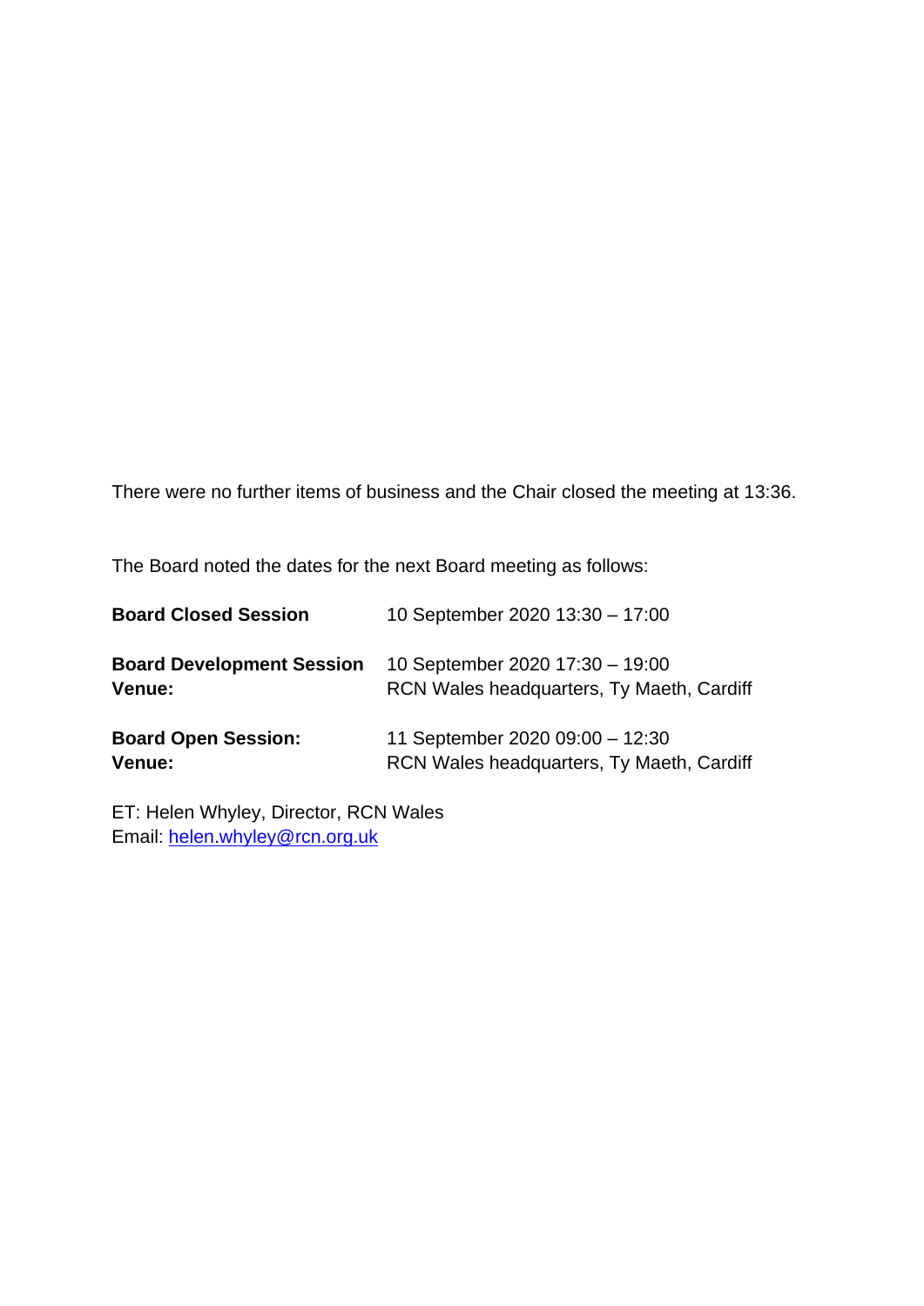There were no further items of business and the Chair closed the meeting at 13:36.

The Board noted the dates for the next Board meeting as follows:

| | |
|---|---|
| **Board Closed Session** | 10 September 2020 13:30 – 17:00 |
| **Board Development Session** | 10 September 2020 17:30 – 19:00 |
| **Venue:** | RCN Wales headquarters, Ty Maeth, Cardiff |
| **Board Open Session:** | 11 September 2020 09:00 – 12:30 |
| **Venue:** | RCN Wales headquarters, Ty Maeth, Cardiff |

ET: Helen Whyley, Director, RCN Wales
Email: helen.whyley@rcn.org.uk